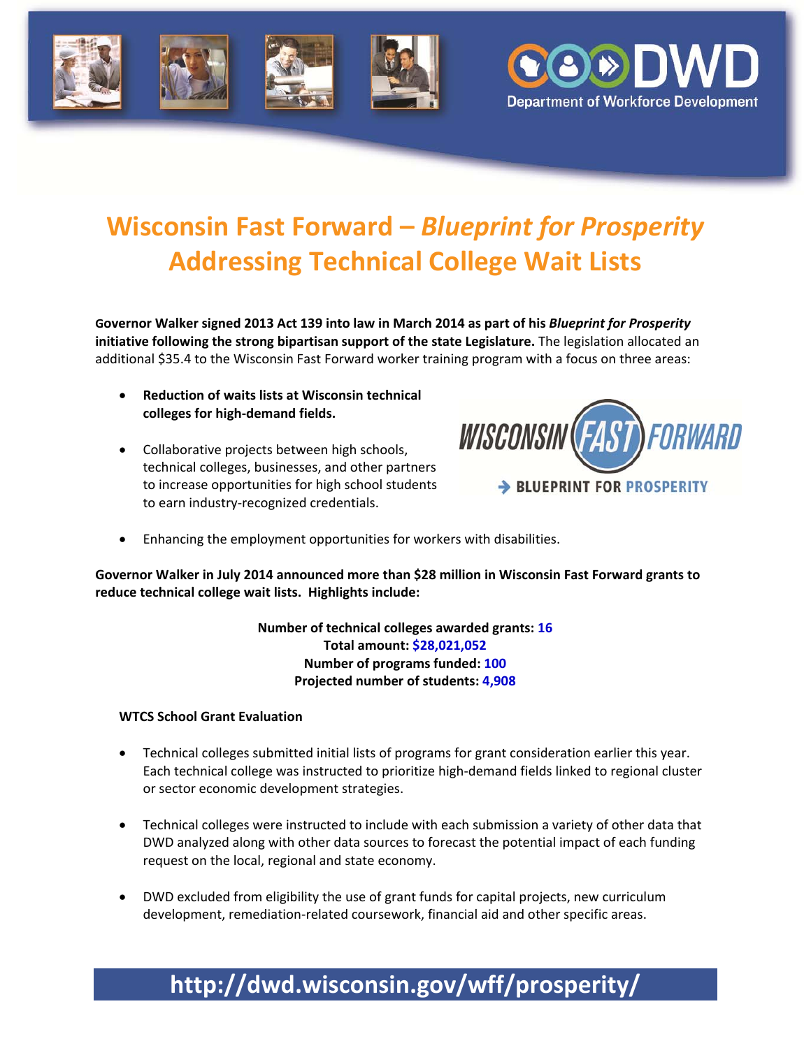# Wisconsin Fast Forward – *Blueprint for Prosperity*
# Addressing Technical College Wait Lists

**Governor Walker signed 2013 Act 139 into law in March 2014 as part of his *Blueprint for Prosperity* initiative following the strong bipartisan support of the state Legislature.** The legislation allocated an additional $35.4 to the Wisconsin Fast Forward worker training program with a focus on three areas:

- **Reduction of waits lists at Wisconsin technical colleges for high-demand fields.**
- Collaborative projects between high schools, technical colleges, businesses, and other partners to increase opportunities for high school students to earn industry-recognized credentials.
- Enhancing the employment opportunities for workers with disabilities.

**Governor Walker in July 2014 announced more than $28 million in Wisconsin Fast Forward grants to reduce technical college wait lists. Highlights include:**

**Number of technical colleges awarded grants: 16**
**Total amount: $28,021,052**
**Number of programs funded: 100**
**Projected number of students: 4,908**

**WTCS School Grant Evaluation**

- Technical colleges submitted initial lists of programs for grant consideration earlier this year. Each technical college was instructed to prioritize high-demand fields linked to regional cluster or sector economic development strategies.
- Technical colleges were instructed to include with each submission a variety of other data that DWD analyzed along with other data sources to forecast the potential impact of each funding request on the local, regional and state economy.
- DWD excluded from eligibility the use of grant funds for capital projects, new curriculum development, remediation-related coursework, financial aid and other specific areas.

**http://dwd.wisconsin.gov/wff/prosperity/**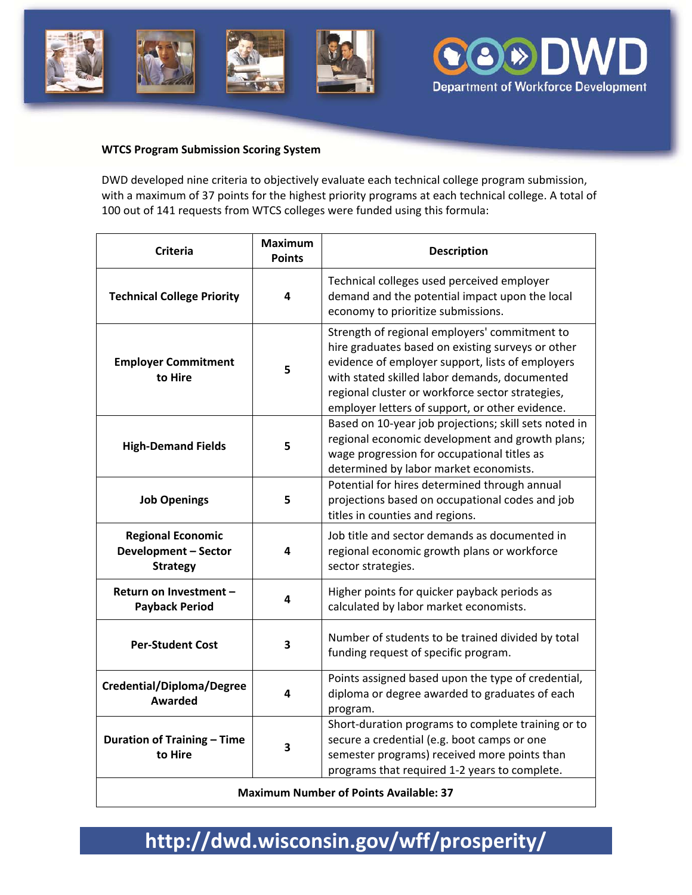**WTCS Program Submission Scoring System**

DWD developed nine criteria to objectively evaluate each technical college program submission, with a maximum of 37 points for the highest priority programs at each technical college. A total of 100 out of 141 requests from WTCS colleges were funded using this formula:

| Criteria | Maximum Points | Description |
|---|---|---|
| **Technical College Priority** | **4** | Technical colleges used perceived employer demand and the potential impact upon the local economy to prioritize submissions. |
| **Employer Commitment to Hire** | **5** | Strength of regional employers' commitment to hire graduates based on existing surveys or other evidence of employer support, lists of employers with stated skilled labor demands, documented regional cluster or workforce sector strategies, employer letters of support, or other evidence. |
| **High-Demand Fields** | **5** | Based on 10-year job projections; skill sets noted in regional economic development and growth plans; wage progression for occupational titles as determined by labor market economists. |
| **Job Openings** | **5** | Potential for hires determined through annual projections based on occupational codes and job titles in counties and regions. |
| **Regional Economic Development – Sector Strategy** | **4** | Job title and sector demands as documented in regional economic growth plans or workforce sector strategies. |
| **Return on Investment – Payback Period** | **4** | Higher points for quicker payback periods as calculated by labor market economists. |
| **Per-Student Cost** | **3** | Number of students to be trained divided by total funding request of specific program. |
| **Credential/Diploma/Degree Awarded** | **4** | Points assigned based upon the type of credential, diploma or degree awarded to graduates of each program. |
| **Duration of Training – Time to Hire** | **3** | Short-duration programs to complete training or to secure a credential (e.g. boot camps or one semester programs) received more points than programs that required 1-2 years to complete. |
| **Maximum Number of Points Available: 37** | | |

**http://dwd.wisconsin.gov/wff/prosperity/**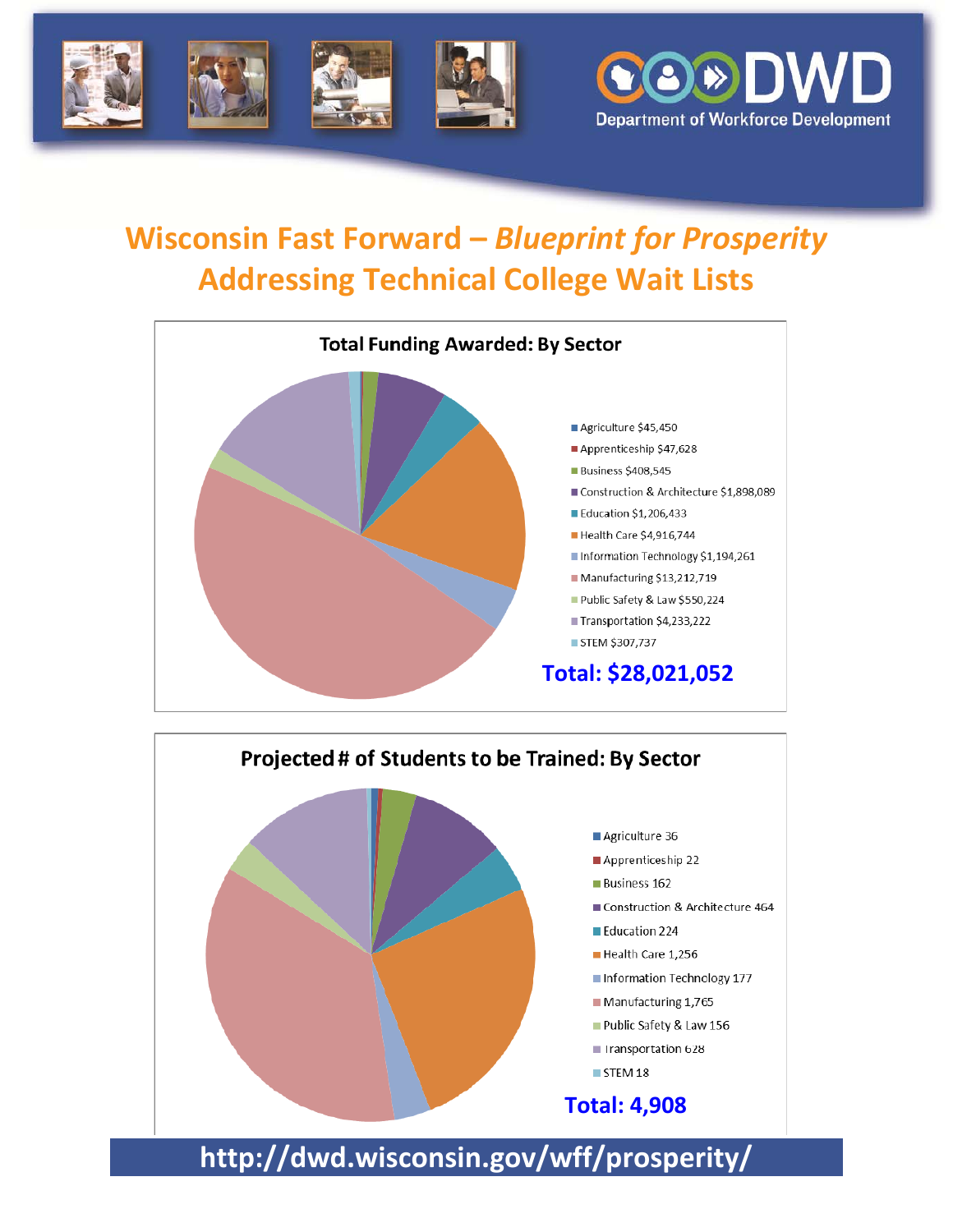DWD
Department of Workforce Development

# Wisconsin Fast Forward – *Blueprint for Prosperity*
# Addressing Technical College Wait Lists

**Total Funding Awarded: By Sector**

Agriculture $45,450
Apprenticeship $47,628
Business $408,545
Construction & Architecture $1,898,089
Education $1,206,433
Health Care $4,916,744
Information Technology $1,194,261
Manufacturing $13,212,719
Public Safety & Law $550,224
Transportation $4,233,222
STEM $307,737

**Total: $28,021,052**

**Projected # of Students to be Trained: By Sector**

Agriculture 36
Apprenticeship 22
Business 162
Construction & Architecture 464
Education 224
Health Care 1,256
Information Technology 177
Manufacturing 1,765
Public Safety & Law 156
Transportation 628
STEM 18

**Total: 4,908**

**http://dwd.wisconsin.gov/wff/prosperity/**